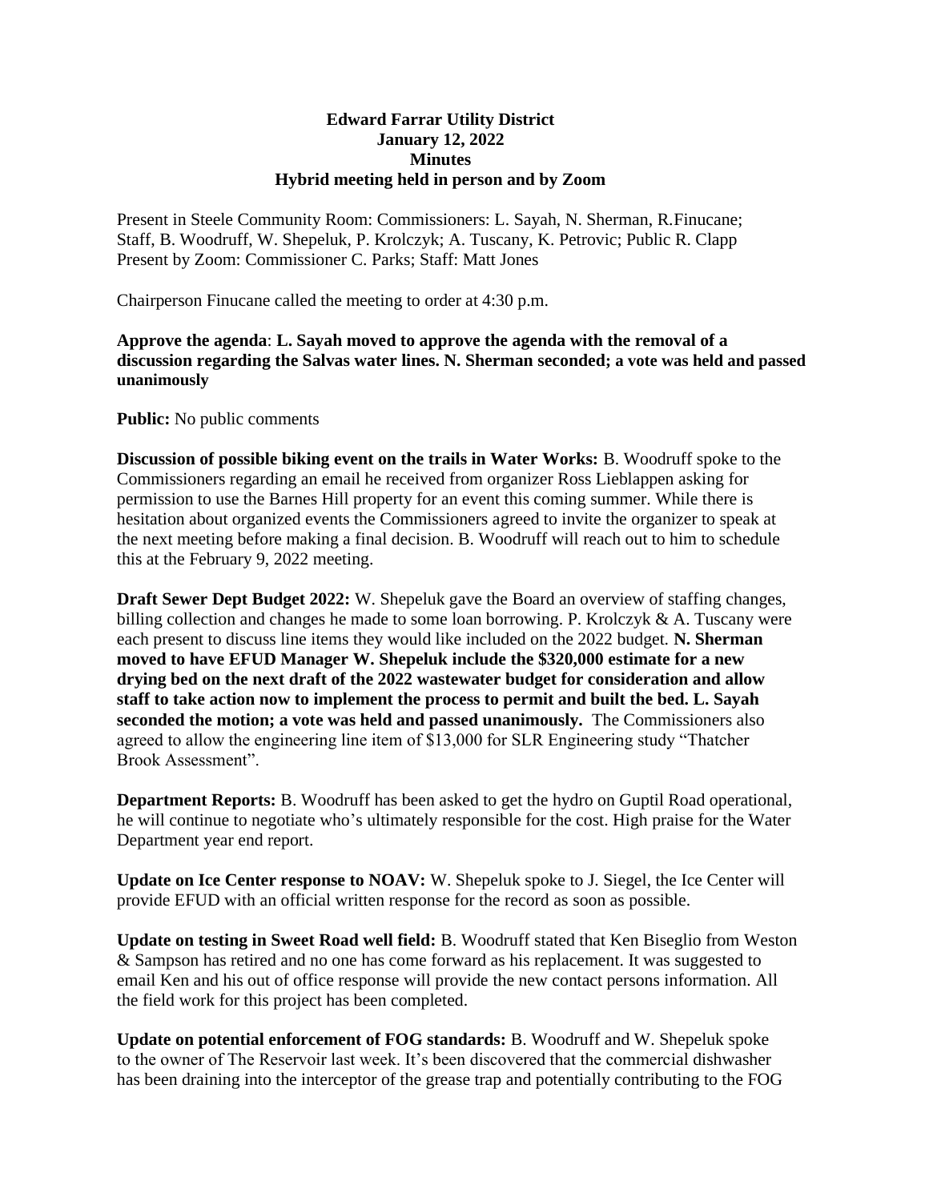**Edward Farrar Utility District**
**January 12, 2022**
**Minutes**
**Hybrid meeting held in person and by Zoom**

Present in Steele Community Room: Commissioners: L. Sayah, N. Sherman, R.Finucane; Staff, B. Woodruff, W. Shepeluk, P. Krolczyk; A. Tuscany, K. Petrovic; Public R. Clapp
Present by Zoom: Commissioner C. Parks; Staff: Matt Jones

Chairperson Finucane called the meeting to order at 4:30 p.m.

**Approve the agenda**: **L. Sayah moved to approve the agenda with the removal of a discussion regarding the Salvas water lines. N. Sherman seconded; a vote was held and passed unanimously**

**Public:** No public comments

**Discussion of possible biking event on the trails in Water Works:** B. Woodruff spoke to the Commissioners regarding an email he received from organizer Ross Lieblappen asking for permission to use the Barnes Hill property for an event this coming summer. While there is hesitation about organized events the Commissioners agreed to invite the organizer to speak at the next meeting before making a final decision. B. Woodruff will reach out to him to schedule this at the February 9, 2022 meeting.

**Draft Sewer Dept Budget 2022:** W. Shepeluk gave the Board an overview of staffing changes, billing collection and changes he made to some loan borrowing. P. Krolczyk & A. Tuscany were each present to discuss line items they would like included on the 2022 budget. **N. Sherman moved to have EFUD Manager W. Shepeluk include the $320,000 estimate for a new drying bed on the next draft of the 2022 wastewater budget for consideration and allow staff to take action now to implement the process to permit and built the bed. L. Sayah seconded the motion; a vote was held and passed unanimously.** The Commissioners also agreed to allow the engineering line item of $13,000 for SLR Engineering study "Thatcher Brook Assessment".

**Department Reports:** B. Woodruff has been asked to get the hydro on Guptil Road operational, he will continue to negotiate who's ultimately responsible for the cost. High praise for the Water Department year end report.

**Update on Ice Center response to NOAV:** W. Shepeluk spoke to J. Siegel, the Ice Center will provide EFUD with an official written response for the record as soon as possible.

**Update on testing in Sweet Road well field:** B. Woodruff stated that Ken Biseglio from Weston & Sampson has retired and no one has come forward as his replacement. It was suggested to email Ken and his out of office response will provide the new contact persons information. All the field work for this project has been completed.

**Update on potential enforcement of FOG standards:** B. Woodruff and W. Shepeluk spoke to the owner of The Reservoir last week. It's been discovered that the commercial dishwasher has been draining into the interceptor of the grease trap and potentially contributing to the FOG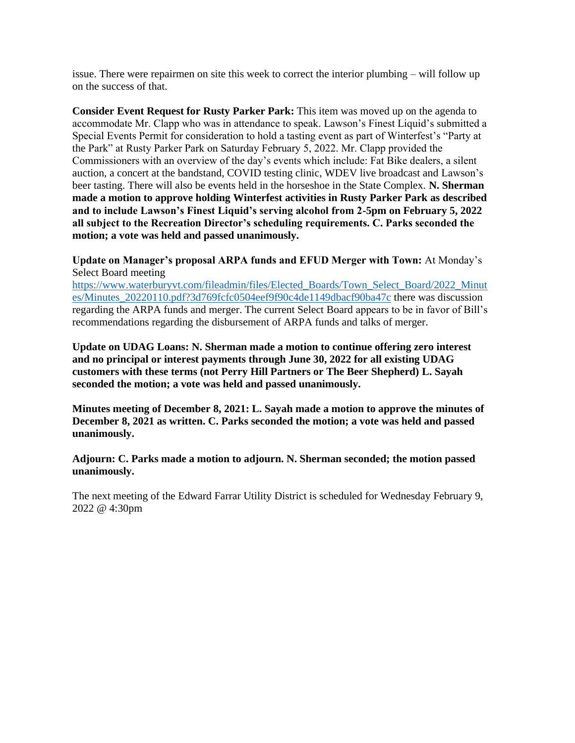issue. There were repairmen on site this week to correct the interior plumbing – will follow up on the success of that.

**Consider Event Request for Rusty Parker Park:** This item was moved up on the agenda to accommodate Mr. Clapp who was in attendance to speak. Lawson's Finest Liquid's submitted a Special Events Permit for consideration to hold a tasting event as part of Winterfest's "Party at the Park" at Rusty Parker Park on Saturday February 5, 2022. Mr. Clapp provided the Commissioners with an overview of the day's events which include: Fat Bike dealers, a silent auction, a concert at the bandstand, COVID testing clinic, WDEV live broadcast and Lawson's beer tasting. There will also be events held in the horseshoe in the State Complex. **N. Sherman made a motion to approve holding Winterfest activities in Rusty Parker Park as described and to include Lawson's Finest Liquid's serving alcohol from 2-5pm on February 5, 2022 all subject to the Recreation Director's scheduling requirements. C. Parks seconded the motion; a vote was held and passed unanimously.**

**Update on Manager's proposal ARPA funds and EFUD Merger with Town:** At Monday's Select Board meeting [https://www.waterburyvt.com/fileadmin/files/Elected_Boards/Town_Select_Board/2022_Minutes/Minutes_20220110.pdf?3d769fcfc0504eef9f90c4de1149dbacf90ba47c](https://www.waterburyvt.com/fileadmin/files/Elected_Boards/Town_Select_Board/2022_Minutes/Minutes_20220110.pdf?3d769fcfc0504eef9f90c4de1149dbacf90ba47c) there was discussion regarding the ARPA funds and merger. The current Select Board appears to be in favor of Bill's recommendations regarding the disbursement of ARPA funds and talks of merger.

**Update on UDAG Loans: N. Sherman made a motion to continue offering zero interest and no principal or interest payments through June 30, 2022 for all existing UDAG customers with these terms (not Perry Hill Partners or The Beer Shepherd) L. Sayah seconded the motion; a vote was held and passed unanimously.**

**Minutes meeting of December 8, 2021: L. Sayah made a motion to approve the minutes of December 8, 2021 as written. C. Parks seconded the motion; a vote was held and passed unanimously.**

**Adjourn: C. Parks made a motion to adjourn. N. Sherman seconded; the motion passed unanimously.**

The next meeting of the Edward Farrar Utility District is scheduled for Wednesday February 9, 2022 @ 4:30pm